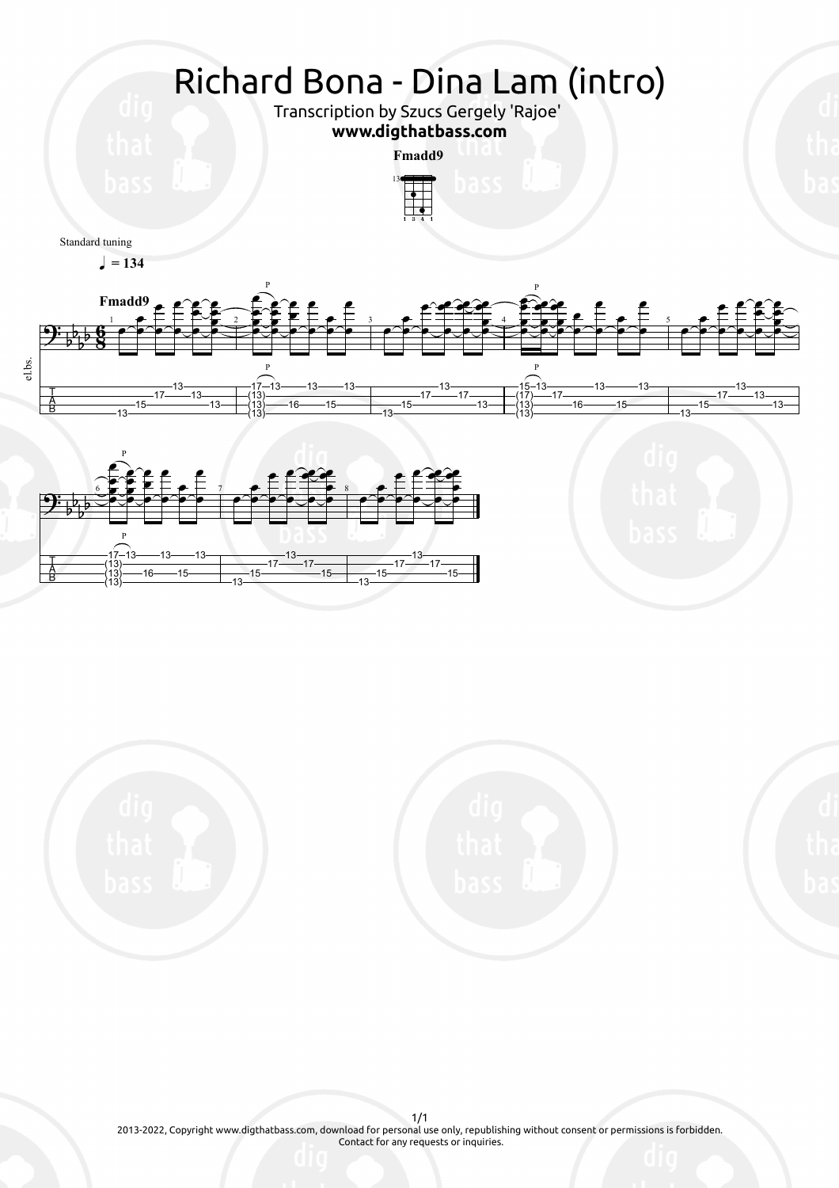# Richard Bona - Dina Lam (intro)

Transcription by Szucs Gergely 'Rajoe'

**www.digthatbass.com**

Fmadd9

Standard tuning

♩ = 134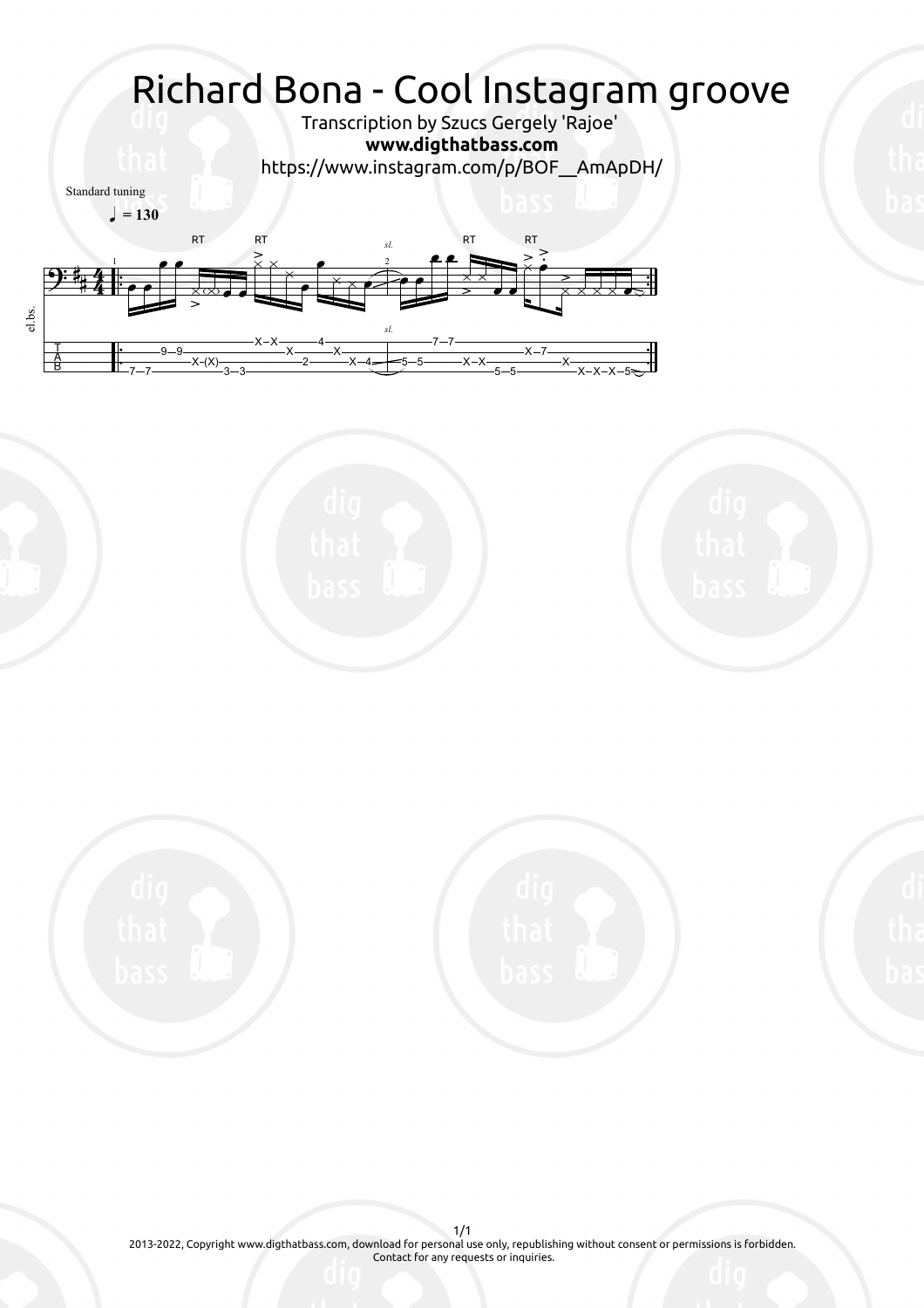# Richard Bona - Cool Instagram groove

Transcription by Szucs Gergely 'Rajoe'

**www.digthatbass.com**

https://www.instagram.com/p/BOF__AmApDH/

Standard tuning

♩ = 130

2013-2022, Copyright www.digthatbass.com, download for personal use only, republishing without consent or permissions is forbidden. Contact for any requests or inquiries.